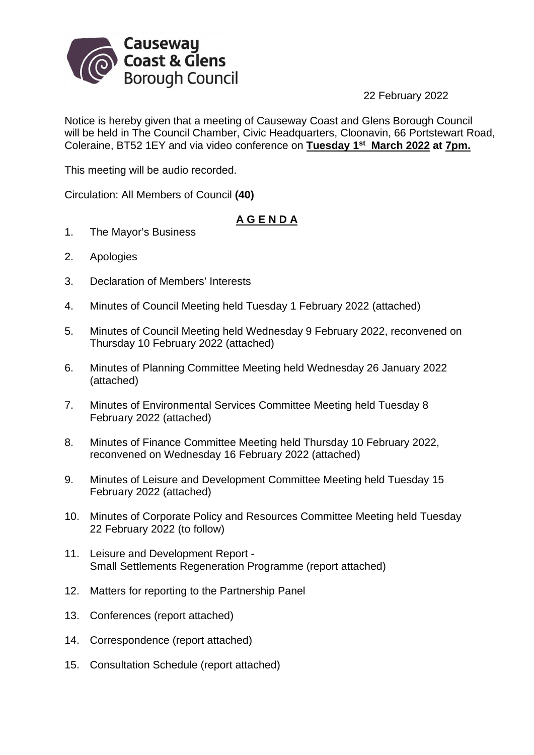Causeway Coast & Glens Borough Council

22 February 2022

Notice is hereby given that a meeting of Causeway Coast and Glens Borough Council will be held in The Council Chamber, Civic Headquarters, Cloonavin, 66 Portstewart Road, Coleraine, BT52 1EY and via video conference on **Tuesday 1st March 2022 at 7pm.**

This meeting will be audio recorded.

Circulation: All Members of Council **(40)**

**A G E N D A**

1. The Mayor's Business
2. Apologies
3. Declaration of Members' Interests
4. Minutes of Council Meeting held Tuesday 1 February 2022 (attached)
5. Minutes of Council Meeting held Wednesday 9 February 2022, reconvened on Thursday 10 February 2022 (attached)
6. Minutes of Planning Committee Meeting held Wednesday 26 January 2022 (attached)
7. Minutes of Environmental Services Committee Meeting held Tuesday 8 February 2022 (attached)
8. Minutes of Finance Committee Meeting held Thursday 10 February 2022, reconvened on Wednesday 16 February 2022 (attached)
9. Minutes of Leisure and Development Committee Meeting held Tuesday 15 February 2022 (attached)
10. Minutes of Corporate Policy and Resources Committee Meeting held Tuesday 22 February 2022 (to follow)
11. Leisure and Development Report -
    Small Settlements Regeneration Programme (report attached)
12. Matters for reporting to the Partnership Panel
13. Conferences (report attached)
14. Correspondence (report attached)
15. Consultation Schedule (report attached)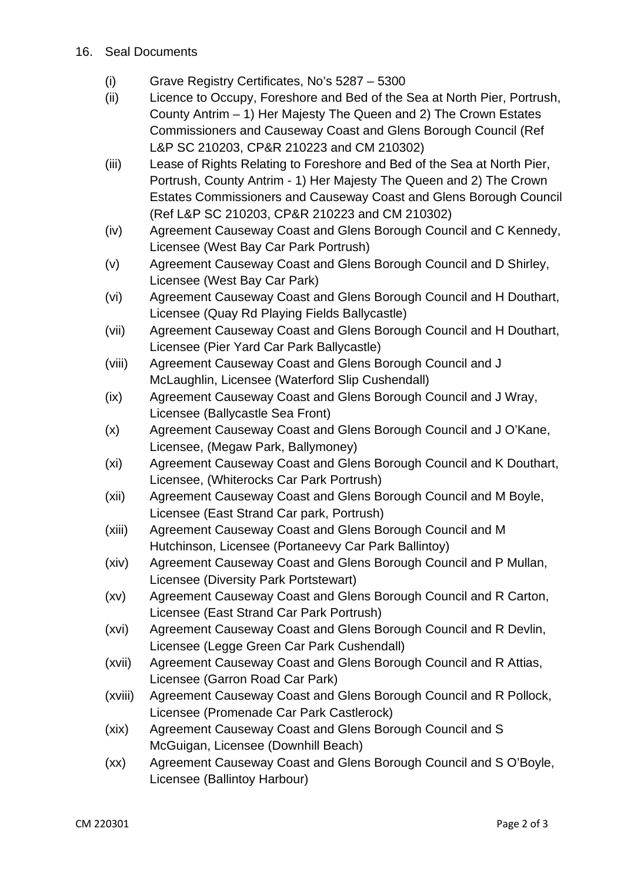16. Seal Documents

(i) Grave Registry Certificates, No's 5287 – 5300

(ii) Licence to Occupy, Foreshore and Bed of the Sea at North Pier, Portrush, County Antrim – 1) Her Majesty The Queen and 2) The Crown Estates Commissioners and Causeway Coast and Glens Borough Council (Ref L&P SC 210203, CP&R 210223 and CM 210302)

(iii) Lease of Rights Relating to Foreshore and Bed of the Sea at North Pier, Portrush, County Antrim - 1) Her Majesty The Queen and 2) The Crown Estates Commissioners and Causeway Coast and Glens Borough Council (Ref L&P SC 210203, CP&R 210223 and CM 210302)

(iv) Agreement Causeway Coast and Glens Borough Council and C Kennedy, Licensee (West Bay Car Park Portrush)

(v) Agreement Causeway Coast and Glens Borough Council and D Shirley, Licensee (West Bay Car Park)

(vi) Agreement Causeway Coast and Glens Borough Council and H Douthart, Licensee (Quay Rd Playing Fields Ballycastle)

(vii) Agreement Causeway Coast and Glens Borough Council and H Douthart, Licensee (Pier Yard Car Park Ballycastle)

(viii) Agreement Causeway Coast and Glens Borough Council and J McLaughlin, Licensee (Waterford Slip Cushendall)

(ix) Agreement Causeway Coast and Glens Borough Council and J Wray, Licensee (Ballycastle Sea Front)

(x) Agreement Causeway Coast and Glens Borough Council and J O'Kane, Licensee, (Megaw Park, Ballymoney)

(xi) Agreement Causeway Coast and Glens Borough Council and K Douthart, Licensee, (Whiterocks Car Park Portrush)

(xii) Agreement Causeway Coast and Glens Borough Council and M Boyle, Licensee (East Strand Car park, Portrush)

(xiii) Agreement Causeway Coast and Glens Borough Council and M Hutchinson, Licensee (Portaneevy Car Park Ballintoy)

(xiv) Agreement Causeway Coast and Glens Borough Council and P Mullan, Licensee (Diversity Park Portstewart)

(xv) Agreement Causeway Coast and Glens Borough Council and R Carton, Licensee (East Strand Car Park Portrush)

(xvi) Agreement Causeway Coast and Glens Borough Council and R Devlin, Licensee (Legge Green Car Park Cushendall)

(xvii) Agreement Causeway Coast and Glens Borough Council and R Attias, Licensee (Garron Road Car Park)

(xviii) Agreement Causeway Coast and Glens Borough Council and R Pollock, Licensee (Promenade Car Park Castlerock)

(xix) Agreement Causeway Coast and Glens Borough Council and S McGuigan, Licensee (Downhill Beach)

(xx) Agreement Causeway Coast and Glens Borough Council and S O'Boyle, Licensee (Ballintoy Harbour)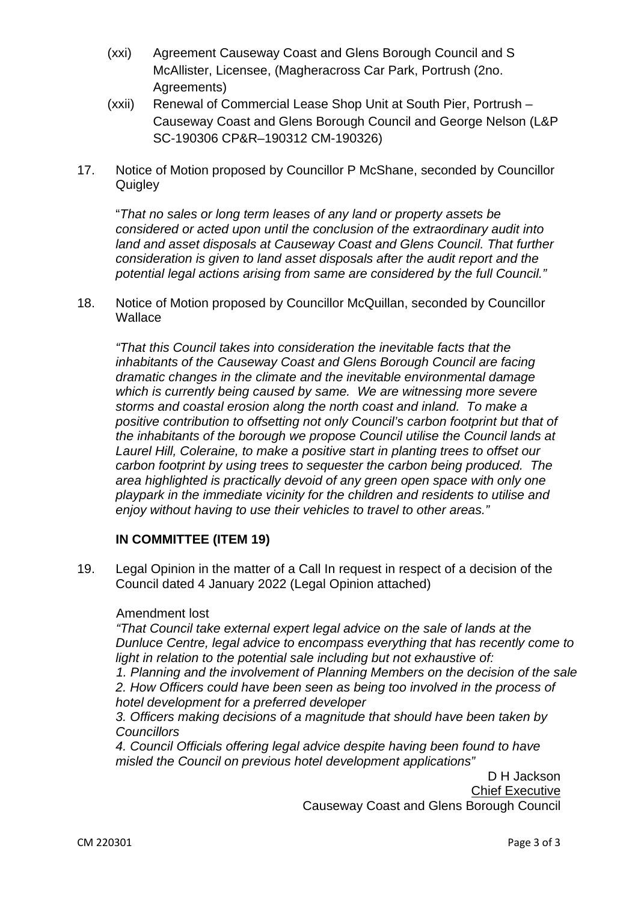(xxi) Agreement Causeway Coast and Glens Borough Council and S McAllister, Licensee, (Magheracross Car Park, Portrush (2no. Agreements)

(xxii) Renewal of Commercial Lease Shop Unit at South Pier, Portrush – Causeway Coast and Glens Borough Council and George Nelson (L&P SC-190306 CP&R–190312 CM-190326)

17. Notice of Motion proposed by Councillor P McShane, seconded by Councillor Quigley

"*That no sales or long term leases of any land or property assets be considered or acted upon until the conclusion of the extraordinary audit into land and asset disposals at Causeway Coast and Glens Council. That further consideration is given to land asset disposals after the audit report and the potential legal actions arising from same are considered by the full Council.*"

18. Notice of Motion proposed by Councillor McQuillan, seconded by Councillor Wallace

*"That this Council takes into consideration the inevitable facts that the inhabitants of the Causeway Coast and Glens Borough Council are facing dramatic changes in the climate and the inevitable environmental damage which is currently being caused by same. We are witnessing more severe storms and coastal erosion along the north coast and inland. To make a positive contribution to offsetting not only Council's carbon footprint but that of the inhabitants of the borough we propose Council utilise the Council lands at Laurel Hill, Coleraine, to make a positive start in planting trees to offset our carbon footprint by using trees to sequester the carbon being produced. The area highlighted is practically devoid of any green open space with only one playpark in the immediate vicinity for the children and residents to utilise and enjoy without having to use their vehicles to travel to other areas."*

**IN COMMITTEE (ITEM 19)**

19. Legal Opinion in the matter of a Call In request in respect of a decision of the Council dated 4 January 2022 (Legal Opinion attached)

Amendment lost

*"That Council take external expert legal advice on the sale of lands at the Dunluce Centre, legal advice to encompass everything that has recently come to light in relation to the potential sale including but not exhaustive of:*

*1. Planning and the involvement of Planning Members on the decision of the sale*

*2. How Officers could have been seen as being too involved in the process of hotel development for a preferred developer*

*3. Officers making decisions of a magnitude that should have been taken by Councillors*

*4. Council Officials offering legal advice despite having been found to have misled the Council on previous hotel development applications"*

D H Jackson
Chief Executive
Causeway Coast and Glens Borough Council